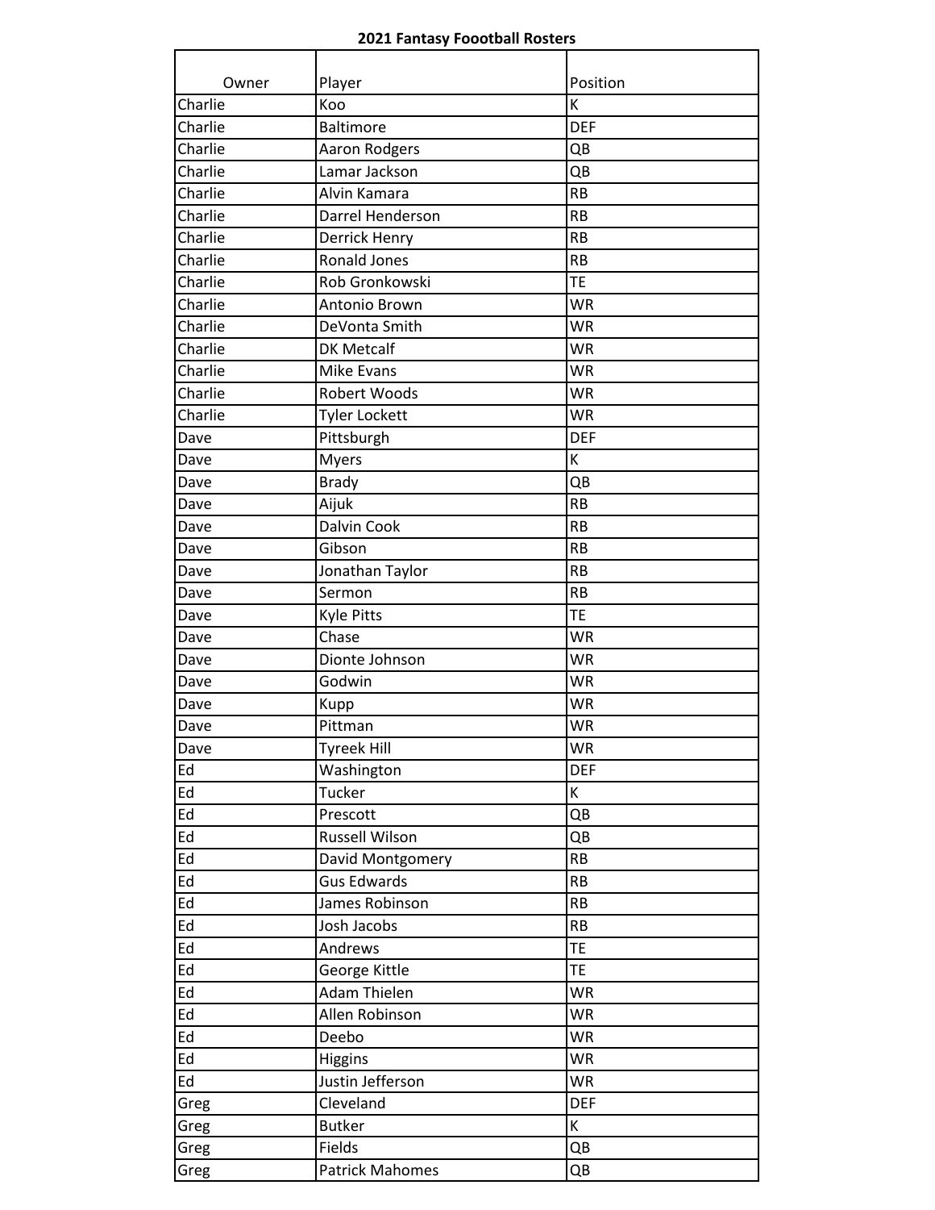**2021 Fantasy Foootball Rosters**

| Owner | Player | Position |
|---|---|---|
| Charlie | Koo | K |
| Charlie | Baltimore | DEF |
| Charlie | Aaron Rodgers | QB |
| Charlie | Lamar Jackson | QB |
| Charlie | Alvin Kamara | RB |
| Charlie | Darrel Henderson | RB |
| Charlie | Derrick Henry | RB |
| Charlie | Ronald Jones | RB |
| Charlie | Rob Gronkowski | TE |
| Charlie | Antonio Brown | WR |
| Charlie | DeVonta Smith | WR |
| Charlie | DK Metcalf | WR |
| Charlie | Mike Evans | WR |
| Charlie | Robert Woods | WR |
| Charlie | Tyler Lockett | WR |
| Dave | Pittsburgh | DEF |
| Dave | Myers | K |
| Dave | Brady | QB |
| Dave | Aijuk | RB |
| Dave | Dalvin Cook | RB |
| Dave | Gibson | RB |
| Dave | Jonathan Taylor | RB |
| Dave | Sermon | RB |
| Dave | Kyle Pitts | TE |
| Dave | Chase | WR |
| Dave | Dionte Johnson | WR |
| Dave | Godwin | WR |
| Dave | Kupp | WR |
| Dave | Pittman | WR |
| Dave | Tyreek Hill | WR |
| Ed | Washington | DEF |
| Ed | Tucker | K |
| Ed | Prescott | QB |
| Ed | Russell Wilson | QB |
| Ed | David Montgomery | RB |
| Ed | Gus Edwards | RB |
| Ed | James Robinson | RB |
| Ed | Josh Jacobs | RB |
| Ed | Andrews | TE |
| Ed | George Kittle | TE |
| Ed | Adam Thielen | WR |
| Ed | Allen Robinson | WR |
| Ed | Deebo | WR |
| Ed | Higgins | WR |
| Ed | Justin Jefferson | WR |
| Greg | Cleveland | DEF |
| Greg | Butker | K |
| Greg | Fields | QB |
| Greg | Patrick Mahomes | QB |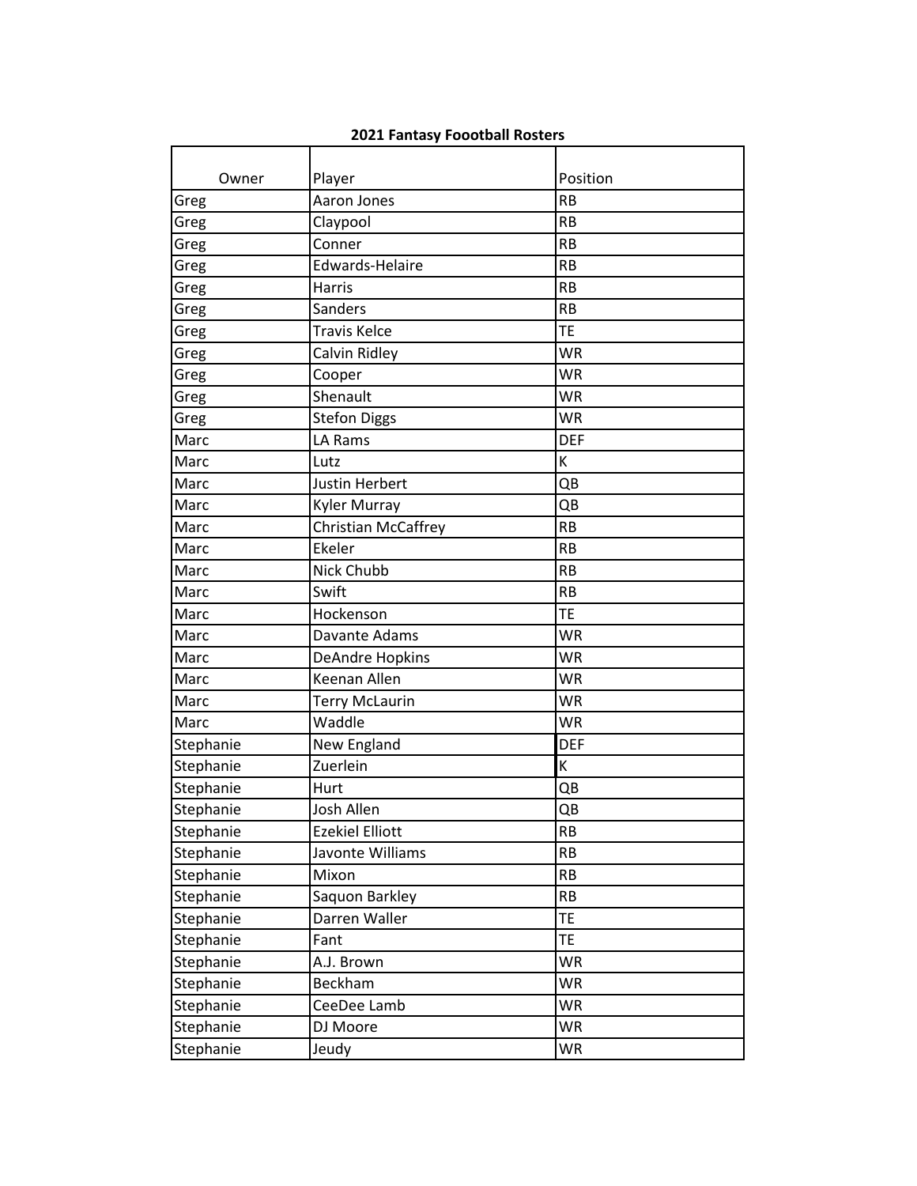**2021 Fantasy Foootball Rosters**

| Owner | Player | Position |
|---|---|---|
| Greg | Aaron Jones | RB |
| Greg | Claypool | RB |
| Greg | Conner | RB |
| Greg | Edwards-Helaire | RB |
| Greg | Harris | RB |
| Greg | Sanders | RB |
| Greg | Travis Kelce | TE |
| Greg | Calvin Ridley | WR |
| Greg | Cooper | WR |
| Greg | Shenault | WR |
| Greg | Stefon Diggs | WR |
| Marc | LA Rams | DEF |
| Marc | Lutz | K |
| Marc | Justin Herbert | QB |
| Marc | Kyler Murray | QB |
| Marc | Christian McCaffrey | RB |
| Marc | Ekeler | RB |
| Marc | Nick Chubb | RB |
| Marc | Swift | RB |
| Marc | Hockenson | TE |
| Marc | Davante Adams | WR |
| Marc | DeAndre Hopkins | WR |
| Marc | Keenan Allen | WR |
| Marc | Terry McLaurin | WR |
| Marc | Waddle | WR |
| Stephanie | New England | DEF |
| Stephanie | Zuerlein | K |
| Stephanie | Hurt | QB |
| Stephanie | Josh Allen | QB |
| Stephanie | Ezekiel Elliott | RB |
| Stephanie | Javonte Williams | RB |
| Stephanie | Mixon | RB |
| Stephanie | Saquon Barkley | RB |
| Stephanie | Darren Waller | TE |
| Stephanie | Fant | TE |
| Stephanie | A.J. Brown | WR |
| Stephanie | Beckham | WR |
| Stephanie | CeeDee Lamb | WR |
| Stephanie | DJ Moore | WR |
| Stephanie | Jeudy | WR |